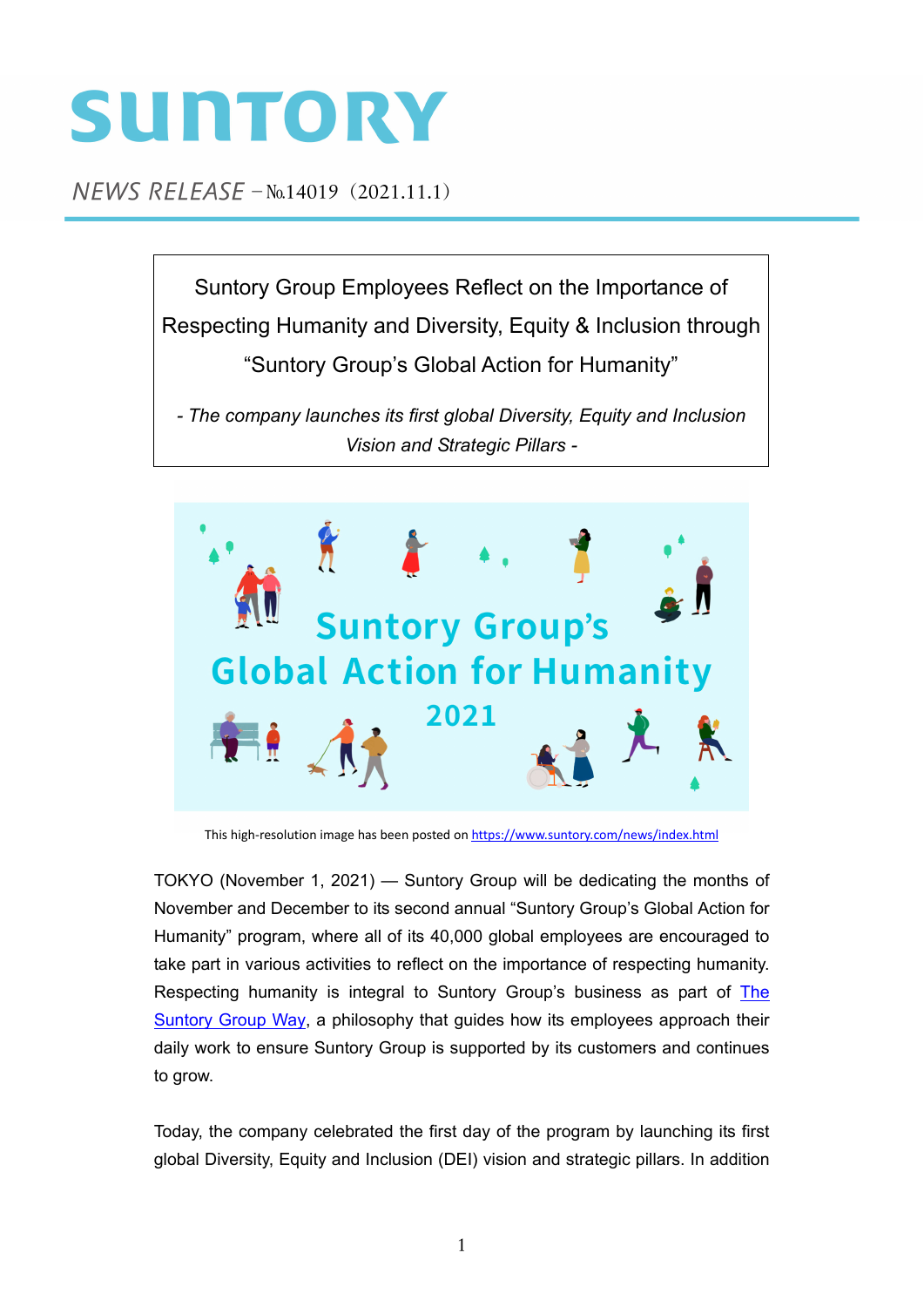# SUNTORY

*NEWS RELEASE* －№14019（2021.11.1）

## Suntory Group Employees Reflect on the Importance of Respecting Humanity and Diversity, Equity & Inclusion through "Suntory Group's Global Action for Humanity"

*- The company launches its first global Diversity, Equity and Inclusion Vision and Strategic Pillars -*

This high-resolution image has been posted on https://www.suntory.com/news/index.html

TOKYO (November 1, 2021) — Suntory Group will be dedicating the months of November and December to its second annual "Suntory Group's Global Action for Humanity" program, where all of its 40,000 global employees are encouraged to take part in various activities to reflect on the importance of respecting humanity. Respecting humanity is integral to Suntory Group's business as part of The Suntory Group Way, a philosophy that guides how its employees approach their daily work to ensure Suntory Group is supported by its customers and continues to grow.

Today, the company celebrated the first day of the program by launching its first global Diversity, Equity and Inclusion (DEI) vision and strategic pillars. In addition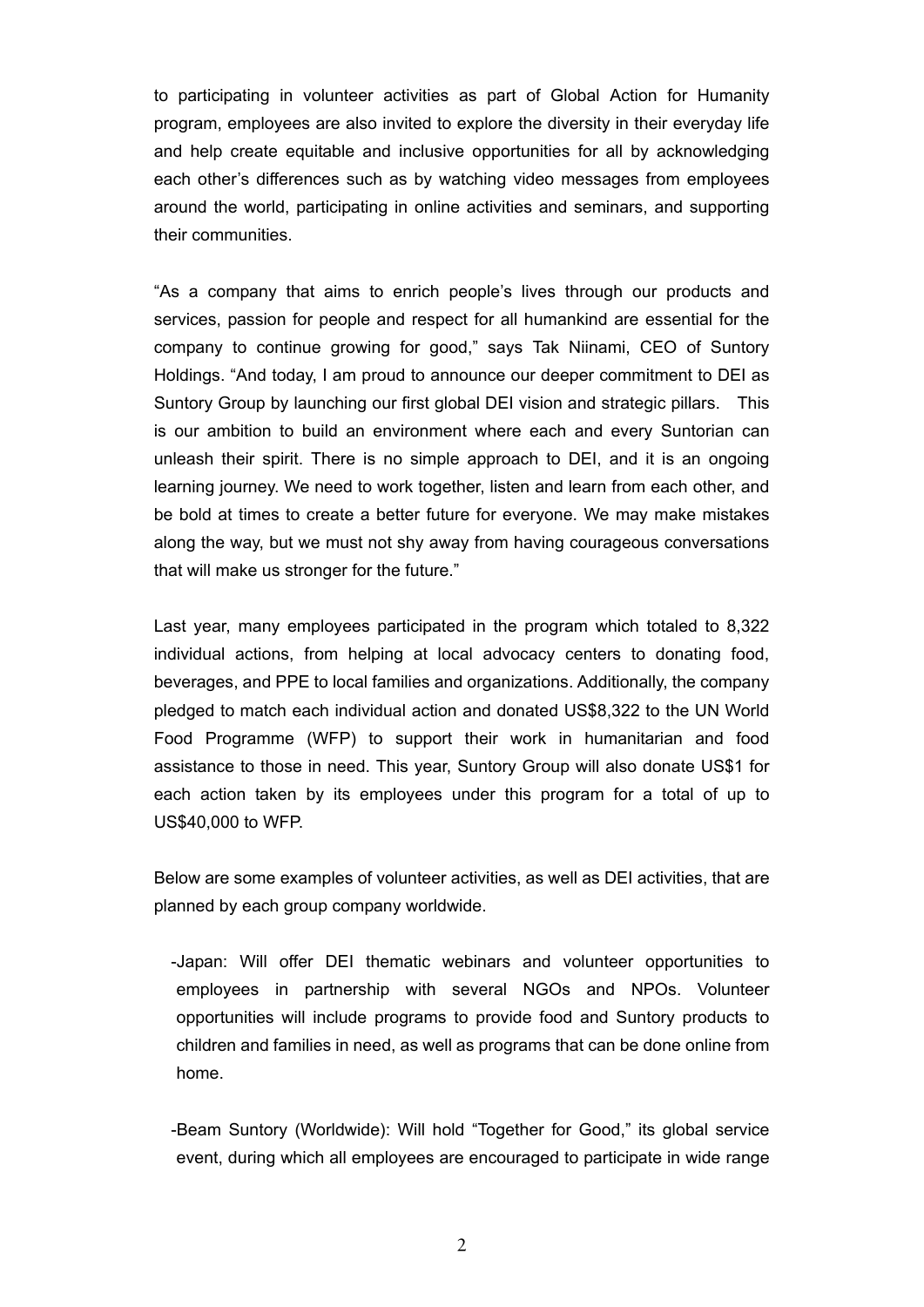to participating in volunteer activities as part of Global Action for Humanity program, employees are also invited to explore the diversity in their everyday life and help create equitable and inclusive opportunities for all by acknowledging each other's differences such as by watching video messages from employees around the world, participating in online activities and seminars, and supporting their communities.

"As a company that aims to enrich people's lives through our products and services, passion for people and respect for all humankind are essential for the company to continue growing for good," says Tak Niinami, CEO of Suntory Holdings. "And today, I am proud to announce our deeper commitment to DEI as Suntory Group by launching our first global DEI vision and strategic pillars. This is our ambition to build an environment where each and every Suntorian can unleash their spirit. There is no simple approach to DEI, and it is an ongoing learning journey. We need to work together, listen and learn from each other, and be bold at times to create a better future for everyone. We may make mistakes along the way, but we must not shy away from having courageous conversations that will make us stronger for the future."

Last year, many employees participated in the program which totaled to 8,322 individual actions, from helping at local advocacy centers to donating food, beverages, and PPE to local families and organizations. Additionally, the company pledged to match each individual action and donated US$8,322 to the UN World Food Programme (WFP) to support their work in humanitarian and food assistance to those in need. This year, Suntory Group will also donate US$1 for each action taken by its employees under this program for a total of up to US$40,000 to WFP.

Below are some examples of volunteer activities, as well as DEI activities, that are planned by each group company worldwide.

- Japan: Will offer DEI thematic webinars and volunteer opportunities to employees in partnership with several NGOs and NPOs. Volunteer opportunities will include programs to provide food and Suntory products to children and families in need, as well as programs that can be done online from home.

- Beam Suntory (Worldwide): Will hold "Together for Good," its global service event, during which all employees are encouraged to participate in wide range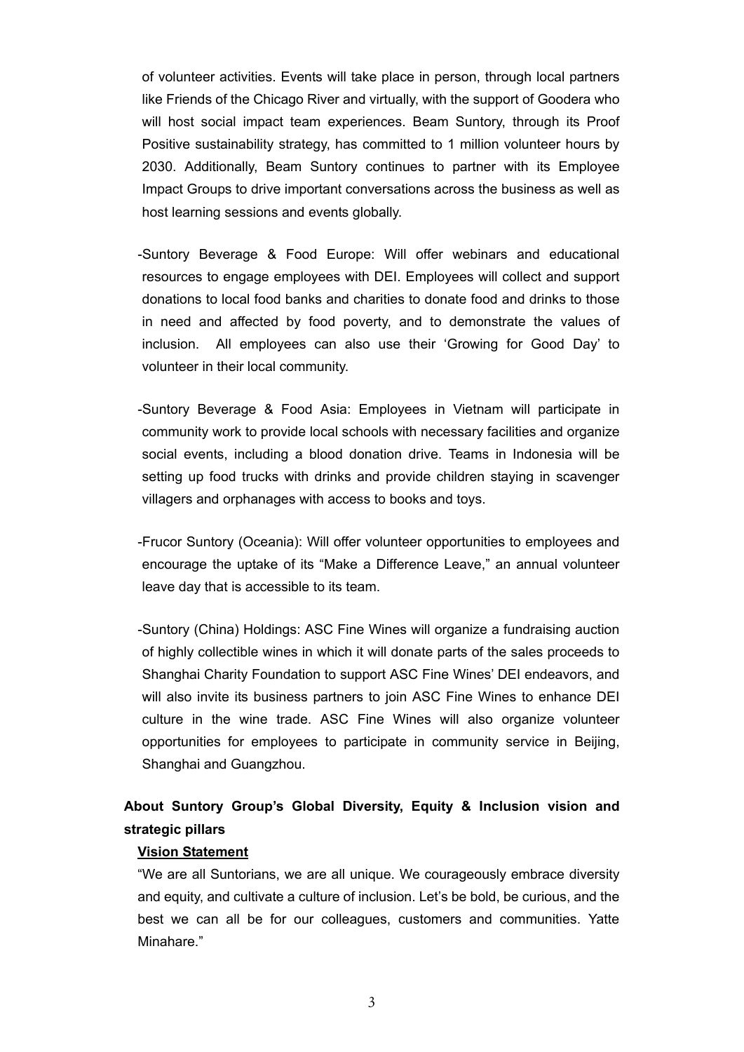of volunteer activities. Events will take place in person, through local partners like Friends of the Chicago River and virtually, with the support of Goodera who will host social impact team experiences. Beam Suntory, through its Proof Positive sustainability strategy, has committed to 1 million volunteer hours by 2030. Additionally, Beam Suntory continues to partner with its Employee Impact Groups to drive important conversations across the business as well as host learning sessions and events globally.

-Suntory Beverage & Food Europe: Will offer webinars and educational resources to engage employees with DEI. Employees will collect and support donations to local food banks and charities to donate food and drinks to those in need and affected by food poverty, and to demonstrate the values of inclusion. All employees can also use their 'Growing for Good Day' to volunteer in their local community.

-Suntory Beverage & Food Asia: Employees in Vietnam will participate in community work to provide local schools with necessary facilities and organize social events, including a blood donation drive. Teams in Indonesia will be setting up food trucks with drinks and provide children staying in scavenger villagers and orphanages with access to books and toys.

-Frucor Suntory (Oceania): Will offer volunteer opportunities to employees and encourage the uptake of its "Make a Difference Leave," an annual volunteer leave day that is accessible to its team.

-Suntory (China) Holdings: ASC Fine Wines will organize a fundraising auction of highly collectible wines in which it will donate parts of the sales proceeds to Shanghai Charity Foundation to support ASC Fine Wines' DEI endeavors, and will also invite its business partners to join ASC Fine Wines to enhance DEI culture in the wine trade. ASC Fine Wines will also organize volunteer opportunities for employees to participate in community service in Beijing, Shanghai and Guangzhou.

**About Suntory Group's Global Diversity, Equity & Inclusion vision and strategic pillars**

**Vision Statement**

"We are all Suntorians, we are all unique. We courageously embrace diversity and equity, and cultivate a culture of inclusion. Let's be bold, be curious, and the best we can all be for our colleagues, customers and communities. Yatte Minahare."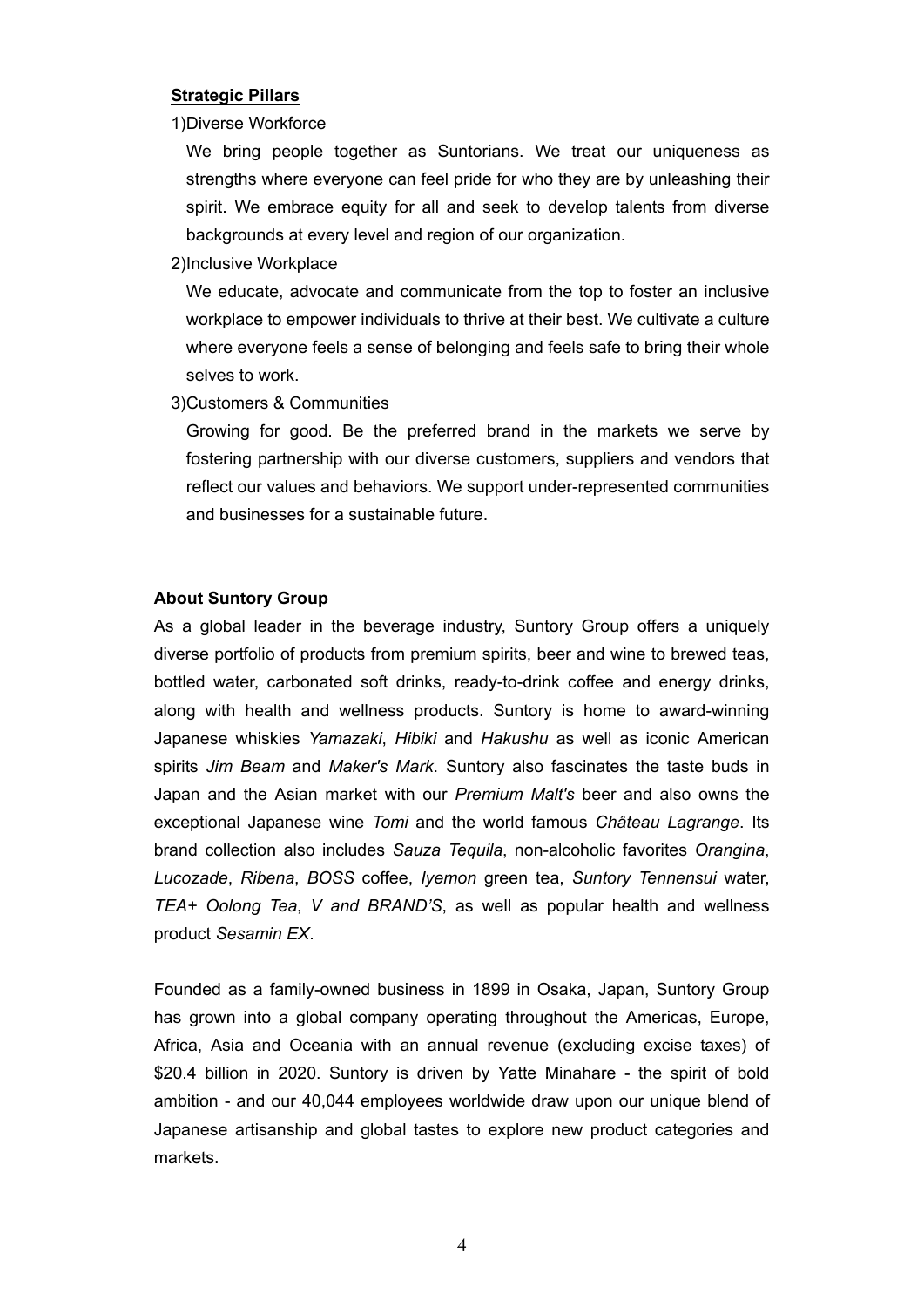**Strategic Pillars**

1)Diverse Workforce

We bring people together as Suntorians. We treat our uniqueness as strengths where everyone can feel pride for who they are by unleashing their spirit. We embrace equity for all and seek to develop talents from diverse backgrounds at every level and region of our organization.

2)Inclusive Workplace

We educate, advocate and communicate from the top to foster an inclusive workplace to empower individuals to thrive at their best. We cultivate a culture where everyone feels a sense of belonging and feels safe to bring their whole selves to work.

3)Customers & Communities

Growing for good. Be the preferred brand in the markets we serve by fostering partnership with our diverse customers, suppliers and vendors that reflect our values and behaviors. We support under-represented communities and businesses for a sustainable future.

**About Suntory Group**

As a global leader in the beverage industry, Suntory Group offers a uniquely diverse portfolio of products from premium spirits, beer and wine to brewed teas, bottled water, carbonated soft drinks, ready-to-drink coffee and energy drinks, along with health and wellness products. Suntory is home to award-winning Japanese whiskies *Yamazaki*, *Hibiki* and *Hakushu* as well as iconic American spirits *Jim Beam* and *Maker's Mark*. Suntory also fascinates the taste buds in Japan and the Asian market with our *Premium Malt's* beer and also owns the exceptional Japanese wine *Tomi* and the world famous *Château Lagrange*. Its brand collection also includes *Sauza Tequila*, non-alcoholic favorites *Orangina*, *Lucozade*, *Ribena*, *BOSS* coffee, *Iyemon* green tea, *Suntory Tennensui* water, *TEA+ Oolong Tea*, *V and BRAND'S*, as well as popular health and wellness product *Sesamin EX*.

Founded as a family-owned business in 1899 in Osaka, Japan, Suntory Group has grown into a global company operating throughout the Americas, Europe, Africa, Asia and Oceania with an annual revenue (excluding excise taxes) of $20.4 billion in 2020. Suntory is driven by Yatte Minahare - the spirit of bold ambition - and our 40,044 employees worldwide draw upon our unique blend of Japanese artisanship and global tastes to explore new product categories and markets.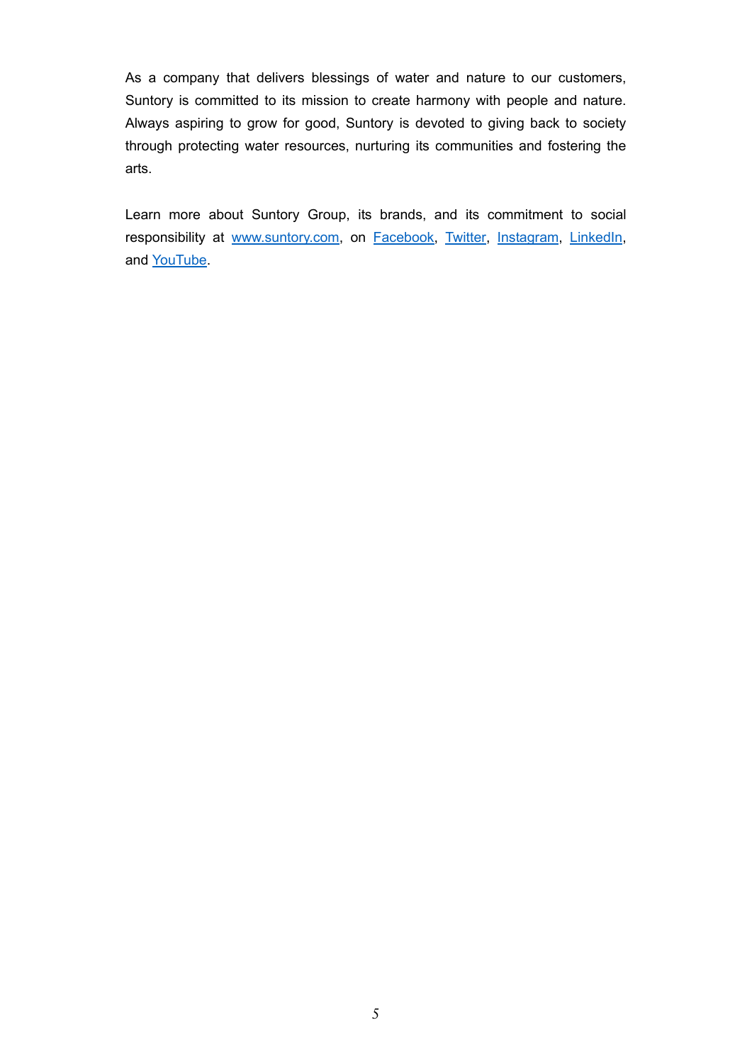As a company that delivers blessings of water and nature to our customers, Suntory is committed to its mission to create harmony with people and nature. Always aspiring to grow for good, Suntory is devoted to giving back to society through protecting water resources, nurturing its communities and fostering the arts.

Learn more about Suntory Group, its brands, and its commitment to social responsibility at www.suntory.com, on Facebook, Twitter, Instagram, LinkedIn, and YouTube.